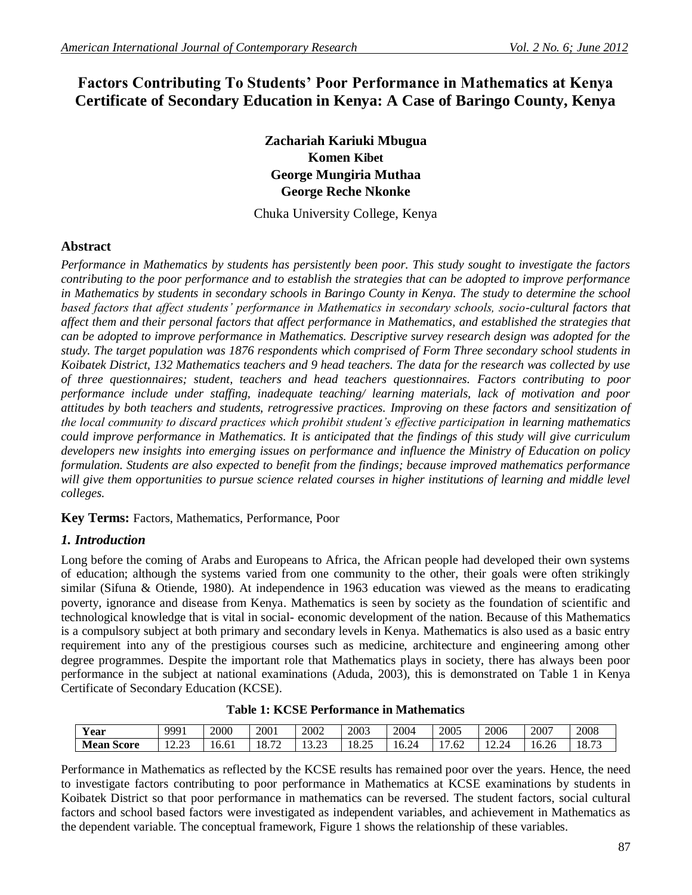# Factors Contributing To Students' Poor Performance in Mathematics at Kenya Certificate of Secondary Education in Kenya: A Case of Baringo County, Kenya

**Zachariah Kariuki Mbugua**
**Komen Kibet**
**George Mungiria Muthaa**
**George Reche Nkonke**

Chuka University College, Kenya

## Abstract

*Performance in Mathematics by students has persistently been poor. This study sought to investigate the factors contributing to the poor performance and to establish the strategies that can be adopted to improve performance in Mathematics by students in secondary schools in Baringo County in Kenya. The study to determine the school based factors that affect students' performance in Mathematics in secondary schools, socio-cultural factors that affect them and their personal factors that affect performance in Mathematics, and established the strategies that can be adopted to improve performance in Mathematics. Descriptive survey research design was adopted for the study. The target population was 1876 respondents which comprised of Form Three secondary school students in Koibatek District, 132 Mathematics teachers and 9 head teachers. The data for the research was collected by use of three questionnaires; student, teachers and head teachers questionnaires. Factors contributing to poor performance include under staffing, inadequate teaching/ learning materials, lack of motivation and poor attitudes by both teachers and students, retrogressive practices. Improving on these factors and sensitization of the local community to discard practices which prohibit student's effective participation in learning mathematics could improve performance in Mathematics. It is anticipated that the findings of this study will give curriculum developers new insights into emerging issues on performance and influence the Ministry of Education on policy formulation. Students are also expected to benefit from the findings; because improved mathematics performance will give them opportunities to pursue science related courses in higher institutions of learning and middle level colleges.*

**Key Terms:** Factors, Mathematics, Performance, Poor

## *1. Introduction*

Long before the coming of Arabs and Europeans to Africa, the African people had developed their own systems of education; although the systems varied from one community to the other, their goals were often strikingly similar (Sifuna & Otiende, 1980). At independence in 1963 education was viewed as the means to eradicating poverty, ignorance and disease from Kenya. Mathematics is seen by society as the foundation of scientific and technological knowledge that is vital in social- economic development of the nation. Because of this Mathematics is a compulsory subject at both primary and secondary levels in Kenya. Mathematics is also used as a basic entry requirement into any of the prestigious courses such as medicine, architecture and engineering among other degree programmes. Despite the important role that Mathematics plays in society, there has always been poor performance in the subject at national examinations (Aduda, 2003), this is demonstrated on Table 1 in Kenya Certificate of Secondary Education (KCSE).

**Table 1: KCSE Performance in Mathematics**

| **Year** | 9991 | 2000 | 2001 | 2002 | 2003 | 2004 | 2005 | 2006 | 2007 | 2008 |
|---|---|---|---|---|---|---|---|---|---|---|
| **Mean Score** | 12.23 | 16.61 | 18.72 | 13.23 | 18.25 | 16.24 | 17.62 | 12.24 | 16.26 | 18.73 |

Performance in Mathematics as reflected by the KCSE results has remained poor over the years. Hence, the need to investigate factors contributing to poor performance in Mathematics at KCSE examinations by students in Koibatek District so that poor performance in mathematics can be reversed. The student factors, social cultural factors and school based factors were investigated as independent variables, and achievement in Mathematics as the dependent variable. The conceptual framework, Figure 1 shows the relationship of these variables.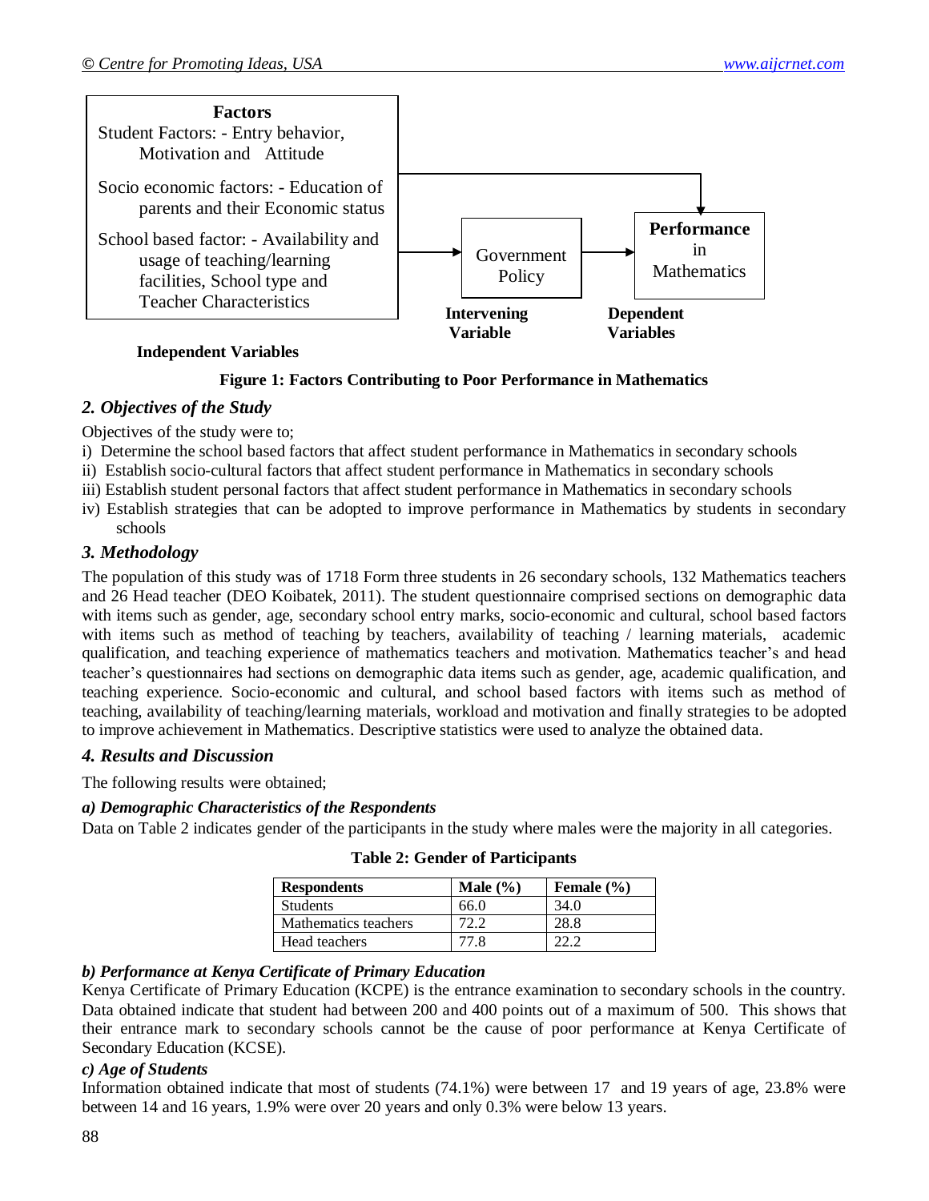**Factors**

Student Factors: - Entry behavior, Motivation and Attitude

Socio economic factors: - Education of parents and their Economic status

School based factor: - Availability and usage of teaching/learning facilities, School type and Teacher Characteristics

Government Policy

**Performance** in Mathematics

**Independent Variables** | **Intervening Variable** | **Dependent Variables**

**Figure 1: Factors Contributing to Poor Performance in Mathematics**

## 2. Objectives of the Study

Objectives of the study were to;

i) Determine the school based factors that affect student performance in Mathematics in secondary schools
ii) Establish socio-cultural factors that affect student performance in Mathematics in secondary schools
iii) Establish student personal factors that affect student performance in Mathematics in secondary schools
iv) Establish strategies that can be adopted to improve performance in Mathematics by students in secondary schools

## 3. Methodology

The population of this study was of 1718 Form three students in 26 secondary schools, 132 Mathematics teachers and 26 Head teacher (DEO Koibatek, 2011). The student questionnaire comprised sections on demographic data with items such as gender, age, secondary school entry marks, socio-economic and cultural, school based factors with items such as method of teaching by teachers, availability of teaching / learning materials, academic qualification, and teaching experience of mathematics teachers and motivation. Mathematics teacher's and head teacher's questionnaires had sections on demographic data items such as gender, age, academic qualification, and teaching experience. Socio-economic and cultural, and school based factors with items such as method of teaching, availability of teaching/learning materials, workload and motivation and finally strategies to be adopted to improve achievement in Mathematics. Descriptive statistics were used to analyze the obtained data.

## 4. Results and Discussion

The following results were obtained;

### a) Demographic Characteristics of the Respondents

Data on Table 2 indicates gender of the participants in the study where males were the majority in all categories.

**Table 2: Gender of Participants**

| Respondents | Male (%) | Female (%) |
|---|---|---|
| Students | 66.0 | 34.0 |
| Mathematics teachers | 72.2 | 28.8 |
| Head teachers | 77.8 | 22.2 |

### b) Performance at Kenya Certificate of Primary Education

Kenya Certificate of Primary Education (KCPE) is the entrance examination to secondary schools in the country. Data obtained indicate that student had between 200 and 400 points out of a maximum of 500. This shows that their entrance mark to secondary schools cannot be the cause of poor performance at Kenya Certificate of Secondary Education (KCSE).

### c) Age of Students

Information obtained indicate that most of students (74.1%) were between 17 and 19 years of age, 23.8% were between 14 and 16 years, 1.9% were over 20 years and only 0.3% were below 13 years.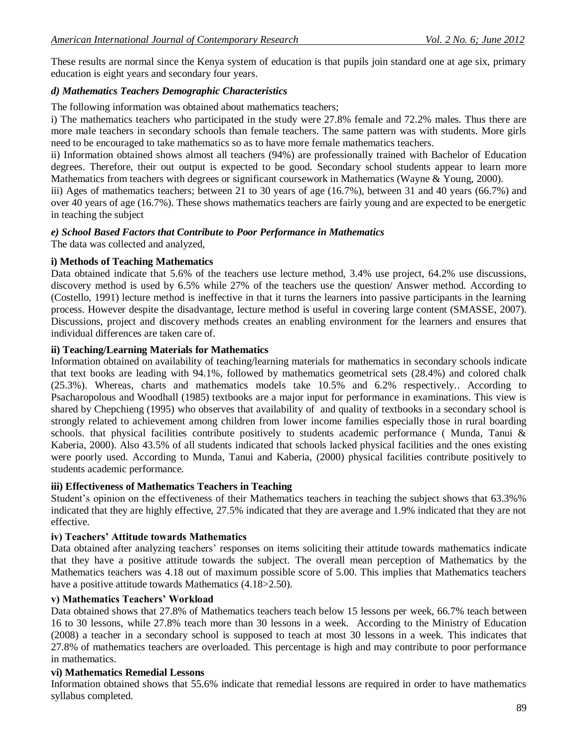These results are normal since the Kenya system of education is that pupils join standard one at age six, primary education is eight years and secondary four years.

### *d) Mathematics Teachers Demographic Characteristics*

The following information was obtained about mathematics teachers;

i) The mathematics teachers who participated in the study were 27.8% female and 72.2% males. Thus there are more male teachers in secondary schools than female teachers. The same pattern was with students. More girls need to be encouraged to take mathematics so as to have more female mathematics teachers.

ii) Information obtained shows almost all teachers (94%) are professionally trained with Bachelor of Education degrees. Therefore, their out output is expected to be good. Secondary school students appear to learn more Mathematics from teachers with degrees or significant coursework in Mathematics (Wayne & Young, 2000).

iii) Ages of mathematics teachers; between 21 to 30 years of age (16.7%), between 31 and 40 years (66.7%) and over 40 years of age (16.7%). These shows mathematics teachers are fairly young and are expected to be energetic in teaching the subject

### *e) School Based Factors that Contribute to Poor Performance in Mathematics*

The data was collected and analyzed,

#### i) Methods of Teaching Mathematics

Data obtained indicate that 5.6% of the teachers use lecture method, 3.4% use project, 64.2% use discussions, discovery method is used by 6.5% while 27% of the teachers use the question/ Answer method. According to (Costello, 1991) lecture method is ineffective in that it turns the learners into passive participants in the learning process. However despite the disadvantage, lecture method is useful in covering large content (SMASSE, 2007). Discussions, project and discovery methods creates an enabling environment for the learners and ensures that individual differences are taken care of.

#### ii) Teaching/Learning Materials for Mathematics

Information obtained on availability of teaching/learning materials for mathematics in secondary schools indicate that text books are leading with 94.1%, followed by mathematics geometrical sets (28.4%) and colored chalk (25.3%). Whereas, charts and mathematics models take 10.5% and 6.2% respectively.. According to Psacharopolous and Woodhall (1985) textbooks are a major input for performance in examinations. This view is shared by Chepchieng (1995) who observes that availability of and quality of textbooks in a secondary school is strongly related to achievement among children from lower income families especially those in rural boarding schools. that physical facilities contribute positively to students academic performance ( Munda, Tanui & Kaberia, 2000). Also 43.5% of all students indicated that schools lacked physical facilities and the ones existing were poorly used. According to Munda, Tanui and Kaberia, (2000) physical facilities contribute positively to students academic performance.

#### iii) Effectiveness of Mathematics Teachers in Teaching

Student's opinion on the effectiveness of their Mathematics teachers in teaching the subject shows that 63.3%% indicated that they are highly effective, 27.5% indicated that they are average and 1.9% indicated that they are not effective.

#### iv) Teachers' Attitude towards Mathematics

Data obtained after analyzing teachers' responses on items soliciting their attitude towards mathematics indicate that they have a positive attitude towards the subject. The overall mean perception of Mathematics by the Mathematics teachers was 4.18 out of maximum possible score of 5.00. This implies that Mathematics teachers have a positive attitude towards Mathematics (4.18>2.50).

#### v) Mathematics Teachers' Workload

Data obtained shows that 27.8% of Mathematics teachers teach below 15 lessons per week, 66.7% teach between 16 to 30 lessons, while 27.8% teach more than 30 lessons in a week. According to the Ministry of Education (2008) a teacher in a secondary school is supposed to teach at most 30 lessons in a week. This indicates that 27.8% of mathematics teachers are overloaded. This percentage is high and may contribute to poor performance in mathematics.

#### vi) Mathematics Remedial Lessons

Information obtained shows that 55.6% indicate that remedial lessons are required in order to have mathematics syllabus completed.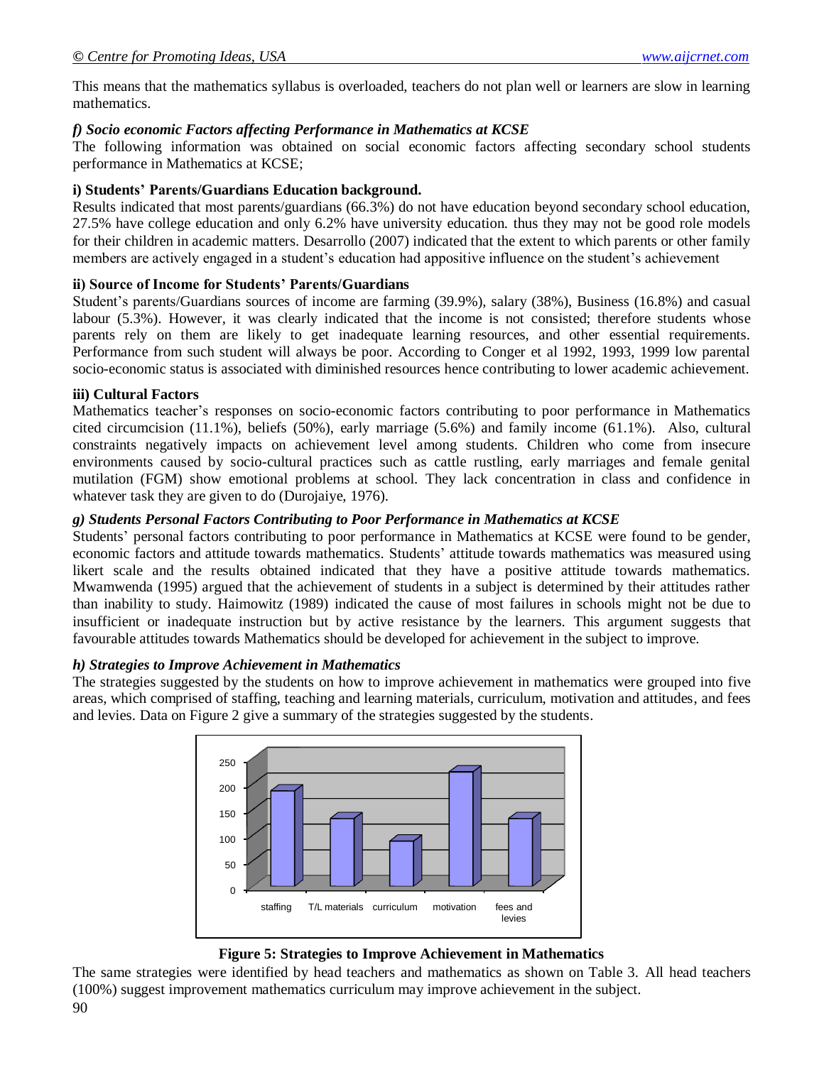This means that the mathematics syllabus is overloaded, teachers do not plan well or learners are slow in learning mathematics.

### *f) Socio economic Factors affecting Performance in Mathematics at KCSE*

The following information was obtained on social economic factors affecting secondary school students performance in Mathematics at KCSE;

#### **i) Students' Parents/Guardians Education background.**

Results indicated that most parents/guardians (66.3%) do not have education beyond secondary school education, 27.5% have college education and only 6.2% have university education. thus they may not be good role models for their children in academic matters. Desarrollo (2007) indicated that the extent to which parents or other family members are actively engaged in a student's education had appositive influence on the student's achievement

#### **ii) Source of Income for Students' Parents/Guardians**

Student's parents/Guardians sources of income are farming (39.9%), salary (38%), Business (16.8%) and casual labour (5.3%). However, it was clearly indicated that the income is not consisted; therefore students whose parents rely on them are likely to get inadequate learning resources, and other essential requirements. Performance from such student will always be poor. According to Conger et al 1992, 1993, 1999 low parental socio-economic status is associated with diminished resources hence contributing to lower academic achievement.

#### **iii) Cultural Factors**

Mathematics teacher's responses on socio-economic factors contributing to poor performance in Mathematics cited circumcision (11.1%), beliefs (50%), early marriage (5.6%) and family income (61.1%). Also, cultural constraints negatively impacts on achievement level among students. Children who come from insecure environments caused by socio-cultural practices such as cattle rustling, early marriages and female genital mutilation (FGM) show emotional problems at school. They lack concentration in class and confidence in whatever task they are given to do (Durojaiye, 1976).

### *g) Students Personal Factors Contributing to Poor Performance in Mathematics at KCSE*

Students' personal factors contributing to poor performance in Mathematics at KCSE were found to be gender, economic factors and attitude towards mathematics. Students' attitude towards mathematics was measured using likert scale and the results obtained indicated that they have a positive attitude towards mathematics. Mwamwenda (1995) argued that the achievement of students in a subject is determined by their attitudes rather than inability to study. Haimowitz (1989) indicated the cause of most failures in schools might not be due to insufficient or inadequate instruction but by active resistance by the learners. This argument suggests that favourable attitudes towards Mathematics should be developed for achievement in the subject to improve.

### *h) Strategies to Improve Achievement in Mathematics*

The strategies suggested by the students on how to improve achievement in mathematics were grouped into five areas, which comprised of staffing, teaching and learning materials, curriculum, motivation and attitudes, and fees and levies. Data on Figure 2 give a summary of the strategies suggested by the students.

**Figure 5: Strategies to Improve Achievement in Mathematics**

The same strategies were identified by head teachers and mathematics as shown on Table 3. All head teachers (100%) suggest improvement mathematics curriculum may improve achievement in the subject.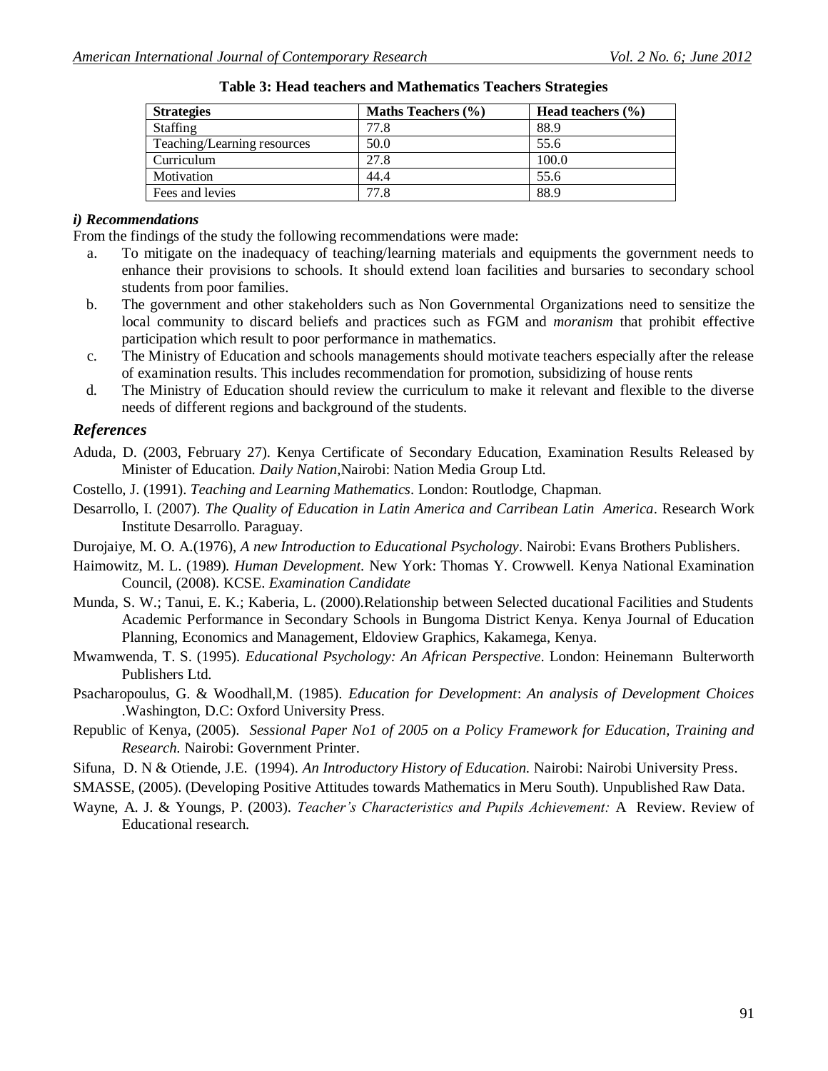**Table 3: Head teachers and Mathematics Teachers Strategies**

| Strategies | Maths Teachers (%) | Head teachers (%) |
|---|---|---|
| Staffing | 77.8 | 88.9 |
| Teaching/Learning resources | 50.0 | 55.6 |
| Curriculum | 27.8 | 100.0 |
| Motivation | 44.4 | 55.6 |
| Fees and levies | 77.8 | 88.9 |

***i) Recommendations***

From the findings of the study the following recommendations were made:

a. To mitigate on the inadequacy of teaching/learning materials and equipments the government needs to enhance their provisions to schools. It should extend loan facilities and bursaries to secondary school students from poor families.

b. The government and other stakeholders such as Non Governmental Organizations need to sensitize the local community to discard beliefs and practices such as FGM and *moranism* that prohibit effective participation which result to poor performance in mathematics.

c. The Ministry of Education and schools managements should motivate teachers especially after the release of examination results. This includes recommendation for promotion, subsidizing of house rents

d. The Ministry of Education should review the curriculum to make it relevant and flexible to the diverse needs of different regions and background of the students.

## *References*

Aduda, D. (2003, February 27). Kenya Certificate of Secondary Education, Examination Results Released by Minister of Education. *Daily Nation*,Nairobi: Nation Media Group Ltd.

Costello, J. (1991). *Teaching and Learning Mathematics*. London: Routlodge, Chapman.

Desarrollo, I. (2007). *The Quality of Education in Latin America and Carribean Latin America*. Research Work Institute Desarrollo. Paraguay.

Durojaiye, M. O. A.(1976), *A new Introduction to Educational Psychology*. Nairobi: Evans Brothers Publishers.

Haimowitz, M. L. (1989). *Human Development*. New York: Thomas Y. Crowwell. Kenya National Examination Council, (2008). KCSE. *Examination Candidate*

Munda, S. W.; Tanui, E. K.; Kaberia, L. (2000).Relationship between Selected ducational Facilities and Students Academic Performance in Secondary Schools in Bungoma District Kenya. Kenya Journal of Education Planning, Economics and Management, Eldoview Graphics, Kakamega, Kenya.

Mwamwenda, T. S. (1995). *Educational Psychology: An African Perspective*. London: Heinemann Bulterworth Publishers Ltd.

Psacharopoulus, G. & Woodhall,M. (1985). *Education for Development*: *An analysis of Development Choices* .Washington, D.C: Oxford University Press.

Republic of Kenya, (2005). *Sessional Paper No1 of 2005 on a Policy Framework for Education, Training and Research.* Nairobi: Government Printer.

Sifuna, D. N & Otiende, J.E. (1994). *An Introductory History of Education.* Nairobi: Nairobi University Press.

SMASSE, (2005). (Developing Positive Attitudes towards Mathematics in Meru South). Unpublished Raw Data.

Wayne, A. J. & Youngs, P. (2003). *Teacher's Characteristics and Pupils Achievement:* A Review. Review of Educational research.